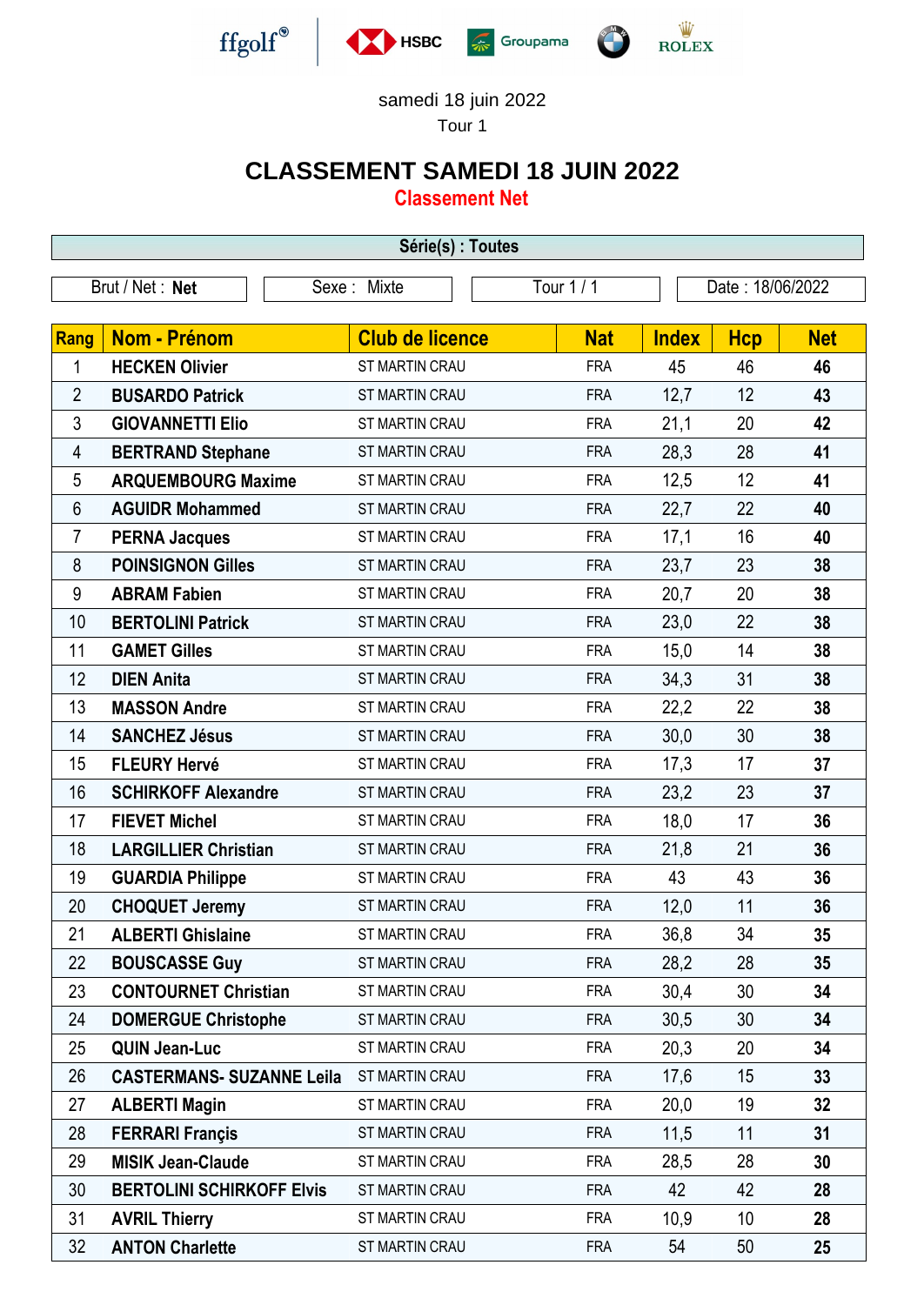samedi 18 juin 2022

Tour 1

# CLASSEMENT SAMEDI 18 JUIN 2022

## Classement Net

**Série(s) : Toutes**

| Brut / Net : **Net** | Sexe : Mixte | Tour 1 / 1 | Date : 18/06/2022 |
|---|---|---|---|

| Rang | Nom - Prénom | Club de licence | Nat | Index | Hcp | Net |
|---|---|---|---|---|---|---|
| 1 | HECKEN Olivier | ST MARTIN CRAU | FRA | 45 | 46 | **46** |
| 2 | BUSARDO Patrick | ST MARTIN CRAU | FRA | 12,7 | 12 | **43** |
| 3 | GIOVANNETTI Elio | ST MARTIN CRAU | FRA | 21,1 | 20 | **42** |
| 4 | BERTRAND Stephane | ST MARTIN CRAU | FRA | 28,3 | 28 | **41** |
| 5 | ARQUEMBOURG Maxime | ST MARTIN CRAU | FRA | 12,5 | 12 | **41** |
| 6 | AGUIDR Mohammed | ST MARTIN CRAU | FRA | 22,7 | 22 | **40** |
| 7 | PERNA Jacques | ST MARTIN CRAU | FRA | 17,1 | 16 | **40** |
| 8 | POINSIGNON Gilles | ST MARTIN CRAU | FRA | 23,7 | 23 | **38** |
| 9 | ABRAM Fabien | ST MARTIN CRAU | FRA | 20,7 | 20 | **38** |
| 10 | BERTOLINI Patrick | ST MARTIN CRAU | FRA | 23,0 | 22 | **38** |
| 11 | GAMET Gilles | ST MARTIN CRAU | FRA | 15,0 | 14 | **38** |
| 12 | DIEN Anita | ST MARTIN CRAU | FRA | 34,3 | 31 | **38** |
| 13 | MASSON Andre | ST MARTIN CRAU | FRA | 22,2 | 22 | **38** |
| 14 | SANCHEZ Jésus | ST MARTIN CRAU | FRA | 30,0 | 30 | **38** |
| 15 | FLEURY Hervé | ST MARTIN CRAU | FRA | 17,3 | 17 | **37** |
| 16 | SCHIRKOFF Alexandre | ST MARTIN CRAU | FRA | 23,2 | 23 | **37** |
| 17 | FIEVET Michel | ST MARTIN CRAU | FRA | 18,0 | 17 | **36** |
| 18 | LARGILLIER Christian | ST MARTIN CRAU | FRA | 21,8 | 21 | **36** |
| 19 | GUARDIA Philippe | ST MARTIN CRAU | FRA | 43 | 43 | **36** |
| 20 | CHOQUET Jeremy | ST MARTIN CRAU | FRA | 12,0 | 11 | **36** |
| 21 | ALBERTI Ghislaine | ST MARTIN CRAU | FRA | 36,8 | 34 | **35** |
| 22 | BOUSCASSE Guy | ST MARTIN CRAU | FRA | 28,2 | 28 | **35** |
| 23 | CONTOURNET Christian | ST MARTIN CRAU | FRA | 30,4 | 30 | **34** |
| 24 | DOMERGUE Christophe | ST MARTIN CRAU | FRA | 30,5 | 30 | **34** |
| 25 | QUIN Jean-Luc | ST MARTIN CRAU | FRA | 20,3 | 20 | **34** |
| 26 | CASTERMANS- SUZANNE Leila | ST MARTIN CRAU | FRA | 17,6 | 15 | **33** |
| 27 | ALBERTI Magin | ST MARTIN CRAU | FRA | 20,0 | 19 | **32** |
| 28 | FERRARI Françis | ST MARTIN CRAU | FRA | 11,5 | 11 | **31** |
| 29 | MISIK Jean-Claude | ST MARTIN CRAU | FRA | 28,5 | 28 | **30** |
| 30 | BERTOLINI SCHIRKOFF Elvis | ST MARTIN CRAU | FRA | 42 | 42 | **28** |
| 31 | AVRIL Thierry | ST MARTIN CRAU | FRA | 10,9 | 10 | **28** |
| 32 | ANTON Charlette | ST MARTIN CRAU | FRA | 54 | 50 | **25** |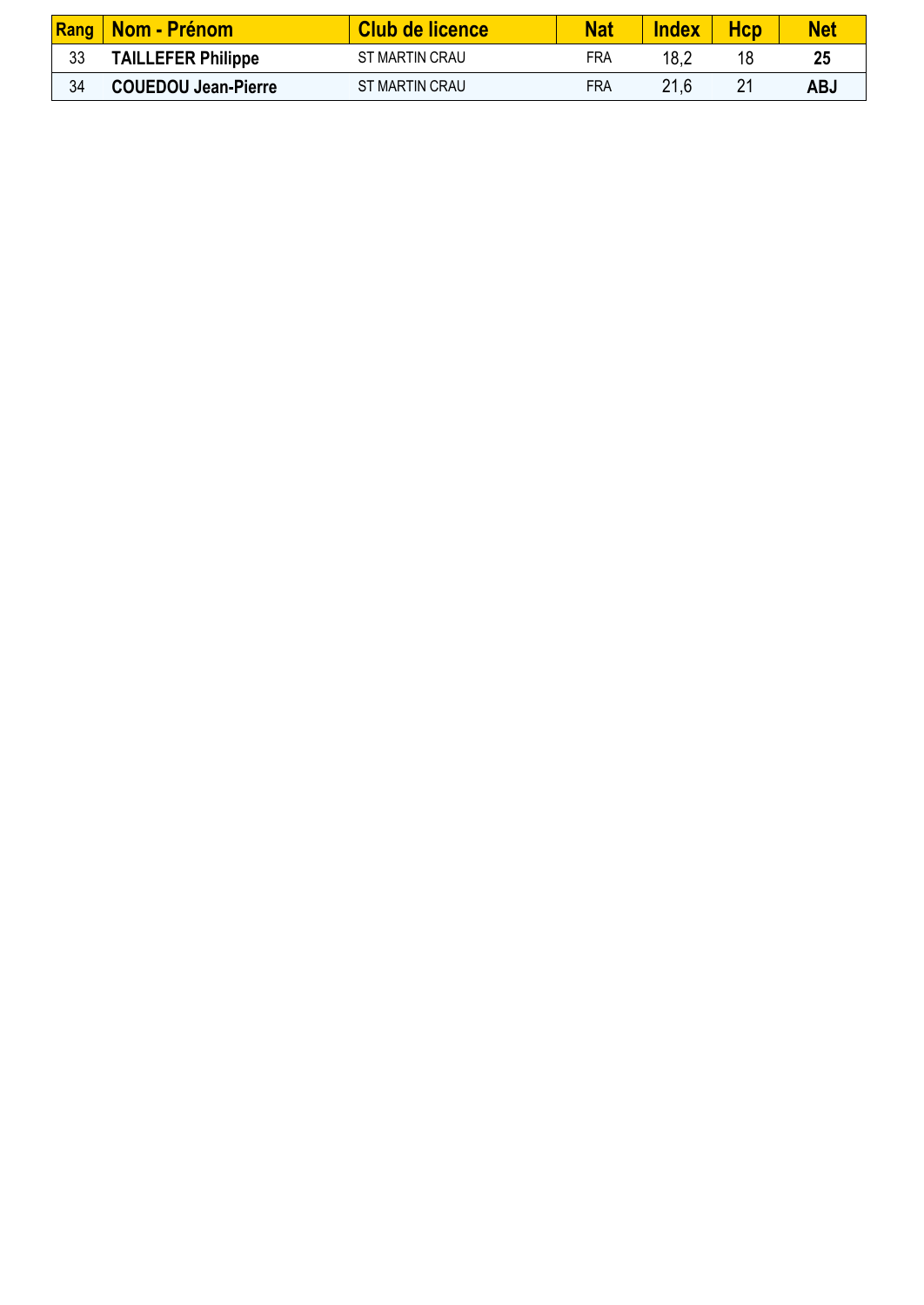| Rang | Nom - Prénom | Club de licence | Nat | Index | Hcp | Net |
|---|---|---|---|---|---|---|
| 33 | **TAILLEFER Philippe** | ST MARTIN CRAU | FRA | 18,2 | 18 | **25** |
| 34 | **COUEDOU Jean-Pierre** | ST MARTIN CRAU | FRA | 21,6 | 21 | **ABJ** |